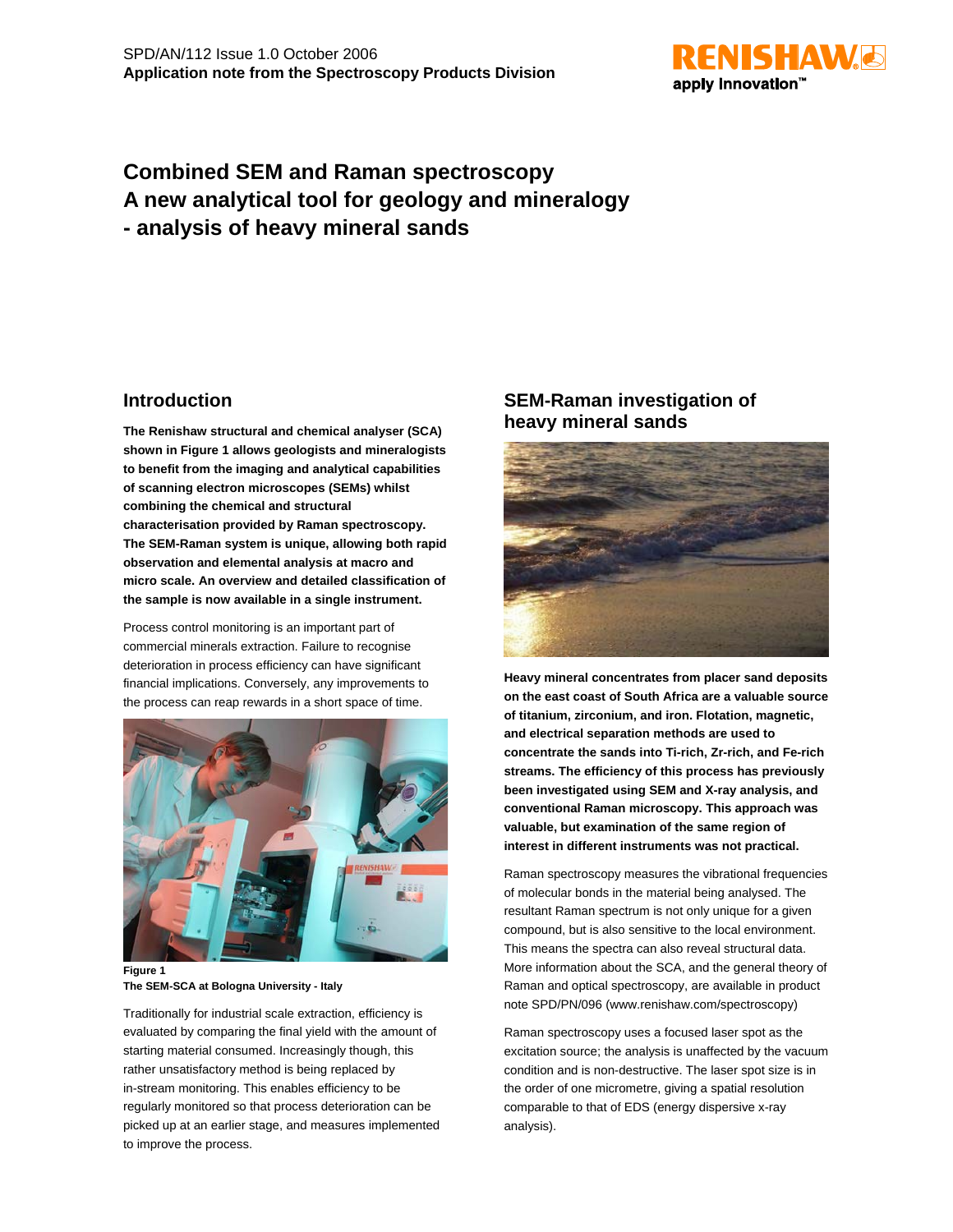SPD/AN/112 Issue 1.0 October 2006
**Application note from the Spectroscopy Products Division**

# Combined SEM and Raman spectroscopy
# A new analytical tool for geology and mineralogy
# - analysis of heavy mineral sands

## Introduction

**The Renishaw structural and chemical analyser (SCA) shown in Figure 1 allows geologists and mineralogists to benefit from the imaging and analytical capabilities of scanning electron microscopes (SEMs) whilst combining the chemical and structural characterisation provided by Raman spectroscopy. The SEM-Raman system is unique, allowing both rapid observation and elemental analysis at macro and micro scale. An overview and detailed classification of the sample is now available in a single instrument.**

Process control monitoring is an important part of commercial minerals extraction. Failure to recognise deterioration in process efficiency can have significant financial implications. Conversely, any improvements to the process can reap rewards in a short space of time.

**Figure 1**
**The SEM-SCA at Bologna University - Italy**

Traditionally for industrial scale extraction, efficiency is evaluated by comparing the final yield with the amount of starting material consumed. Increasingly though, this rather unsatisfactory method is being replaced by in-stream monitoring. This enables efficiency to be regularly monitored so that process deterioration can be picked up at an earlier stage, and measures implemented to improve the process.

## SEM-Raman investigation of heavy mineral sands

**Heavy mineral concentrates from placer sand deposits on the east coast of South Africa are a valuable source of titanium, zirconium, and iron. Flotation, magnetic, and electrical separation methods are used to concentrate the sands into Ti-rich, Zr-rich, and Fe-rich streams. The efficiency of this process has previously been investigated using SEM and X-ray analysis, and conventional Raman microscopy. This approach was valuable, but examination of the same region of interest in different instruments was not practical.**

Raman spectroscopy measures the vibrational frequencies of molecular bonds in the material being analysed. The resultant Raman spectrum is not only unique for a given compound, but is also sensitive to the local environment. This means the spectra can also reveal structural data. More information about the SCA, and the general theory of Raman and optical spectroscopy, are available in product note SPD/PN/096 (www.renishaw.com/spectroscopy)

Raman spectroscopy uses a focused laser spot as the excitation source; the analysis is unaffected by the vacuum condition and is non-destructive. The laser spot size is in the order of one micrometre, giving a spatial resolution comparable to that of EDS (energy dispersive x-ray analysis).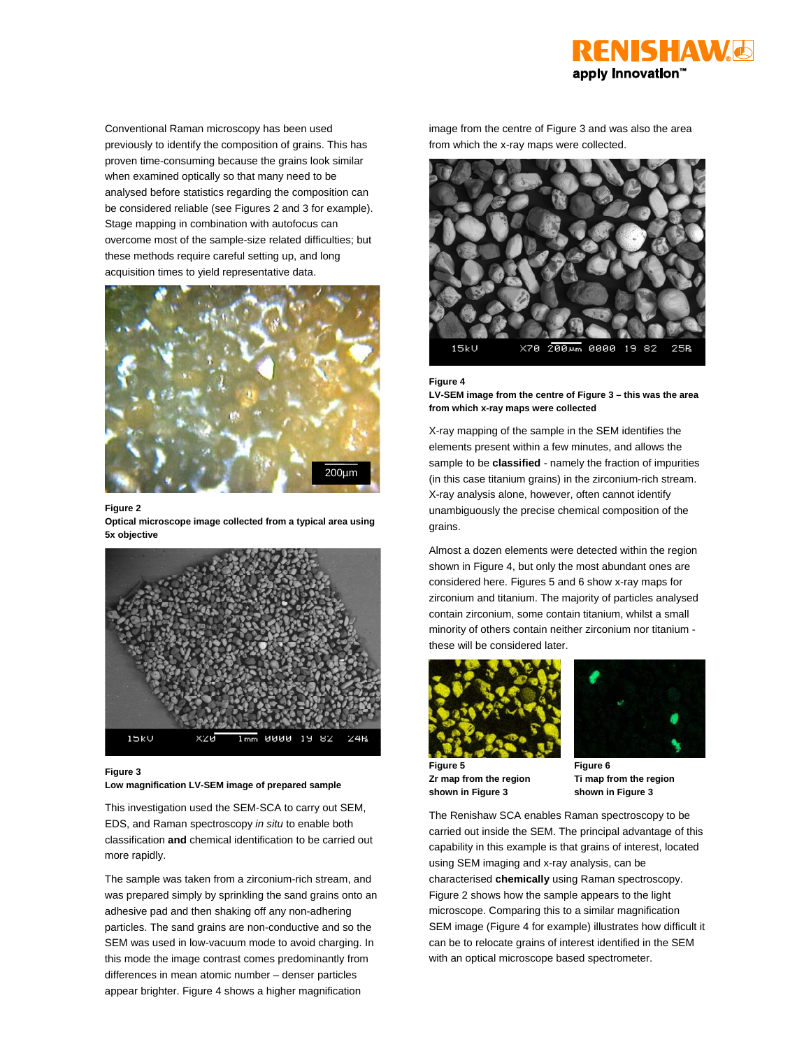Conventional Raman microscopy has been used previously to identify the composition of grains. This has proven time-consuming because the grains look similar when examined optically so that many need to be analysed before statistics regarding the composition can be considered reliable (see Figures 2 and 3 for example). Stage mapping in combination with autofocus can overcome most of the sample-size related difficulties; but these methods require careful setting up, and long acquisition times to yield representative data.

**Figure 2**
**Optical microscope image collected from a typical area using 5x objective**

**Figure 3**
**Low magnification LV-SEM image of prepared sample**

This investigation used the SEM-SCA to carry out SEM, EDS, and Raman spectroscopy *in situ* to enable both classification **and** chemical identification to be carried out more rapidly.

The sample was taken from a zirconium-rich stream, and was prepared simply by sprinkling the sand grains onto an adhesive pad and then shaking off any non-adhering particles. The sand grains are non-conductive and so the SEM was used in low-vacuum mode to avoid charging. In this mode the image contrast comes predominantly from differences in mean atomic number – denser particles appear brighter. Figure 4 shows a higher magnification image from the centre of Figure 3 and was also the area from which the x-ray maps were collected.

**Figure 4**
**LV-SEM image from the centre of Figure 3 – this was the area from which x-ray maps were collected**

X-ray mapping of the sample in the SEM identifies the elements present within a few minutes, and allows the sample to be **classified** - namely the fraction of impurities (in this case titanium grains) in the zirconium-rich stream. X-ray analysis alone, however, often cannot identify unambiguously the precise chemical composition of the grains.

Almost a dozen elements were detected within the region shown in Figure 4, but only the most abundant ones are considered here. Figures 5 and 6 show x-ray maps for zirconium and titanium. The majority of particles analysed contain zirconium, some contain titanium, whilst a small minority of others contain neither zirconium nor titanium - these will be considered later.

**Figure 5**
**Zr map from the region shown in Figure 3**

**Figure 6**
**Ti map from the region shown in Figure 3**

The Renishaw SCA enables Raman spectroscopy to be carried out inside the SEM. The principal advantage of this capability in this example is that grains of interest, located using SEM imaging and x-ray analysis, can be characterised **chemically** using Raman spectroscopy. Figure 2 shows how the sample appears to the light microscope. Comparing this to a similar magnification SEM image (Figure 4 for example) illustrates how difficult it can be to relocate grains of interest identified in the SEM with an optical microscope based spectrometer.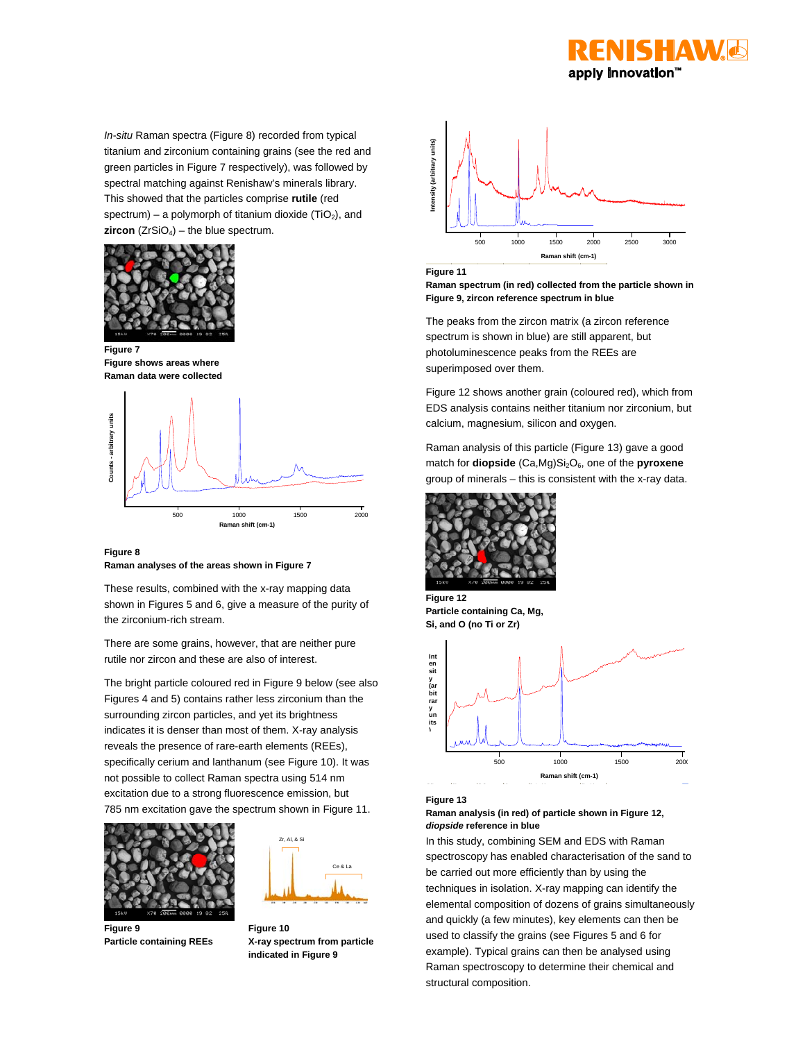*In-situ* Raman spectra (Figure 8) recorded from typical titanium and zirconium containing grains (see the red and green particles in Figure 7 respectively), was followed by spectral matching against Renishaw's minerals library. This showed that the particles comprise **rutile** (red spectrum) – a polymorph of titanium dioxide ($TiO_2$), and **zircon** ($ZrSiO_4$) – the blue spectrum.

**Figure 7**
**Figure shows areas where Raman data were collected**

**Figure 8**
**Raman analyses of the areas shown in Figure 7**

These results, combined with the x-ray mapping data shown in Figures 5 and 6, give a measure of the purity of the zirconium-rich stream.

There are some grains, however, that are neither pure rutile nor zircon and these are also of interest.

The bright particle coloured red in Figure 9 below (see also Figures 4 and 5) contains rather less zirconium than the surrounding zircon particles, and yet its brightness indicates it is denser than most of them. X-ray analysis reveals the presence of rare-earth elements (REEs), specifically cerium and lanthanum (see Figure 10). It was not possible to collect Raman spectra using 514 nm excitation due to a strong fluorescence emission, but 785 nm excitation gave the spectrum shown in Figure 11.

**Figure 9**
**Particle containing REEs**

**Figure 10**
**X-ray spectrum from particle indicated in Figure 9**

**Figure 11**
**Raman spectrum (in red) collected from the particle shown in Figure 9, zircon reference spectrum in blue**

The peaks from the zircon matrix (a zircon reference spectrum is shown in blue) are still apparent, but photoluminescence peaks from the REEs are superimposed over them.

Figure 12 shows another grain (coloured red), which from EDS analysis contains neither titanium nor zirconium, but calcium, magnesium, silicon and oxygen.

Raman analysis of this particle (Figure 13) gave a good match for **diopside** $(Ca,Mg)Si_2O_6$, one of the **pyroxene** group of minerals – this is consistent with the x-ray data.

**Figure 12**
**Particle containing Ca, Mg, Si, and O (no Ti or Zr)**

**Figure 13**
**Raman analysis (in red) of particle shown in Figure 12, *diopside* reference in blue**

In this study, combining SEM and EDS with Raman spectroscopy has enabled characterisation of the sand to be carried out more efficiently than by using the techniques in isolation. X-ray mapping can identify the elemental composition of dozens of grains simultaneously and quickly (a few minutes), key elements can then be used to classify the grains (see Figures 5 and 6 for example). Typical grains can then be analysed using Raman spectroscopy to determine their chemical and structural composition.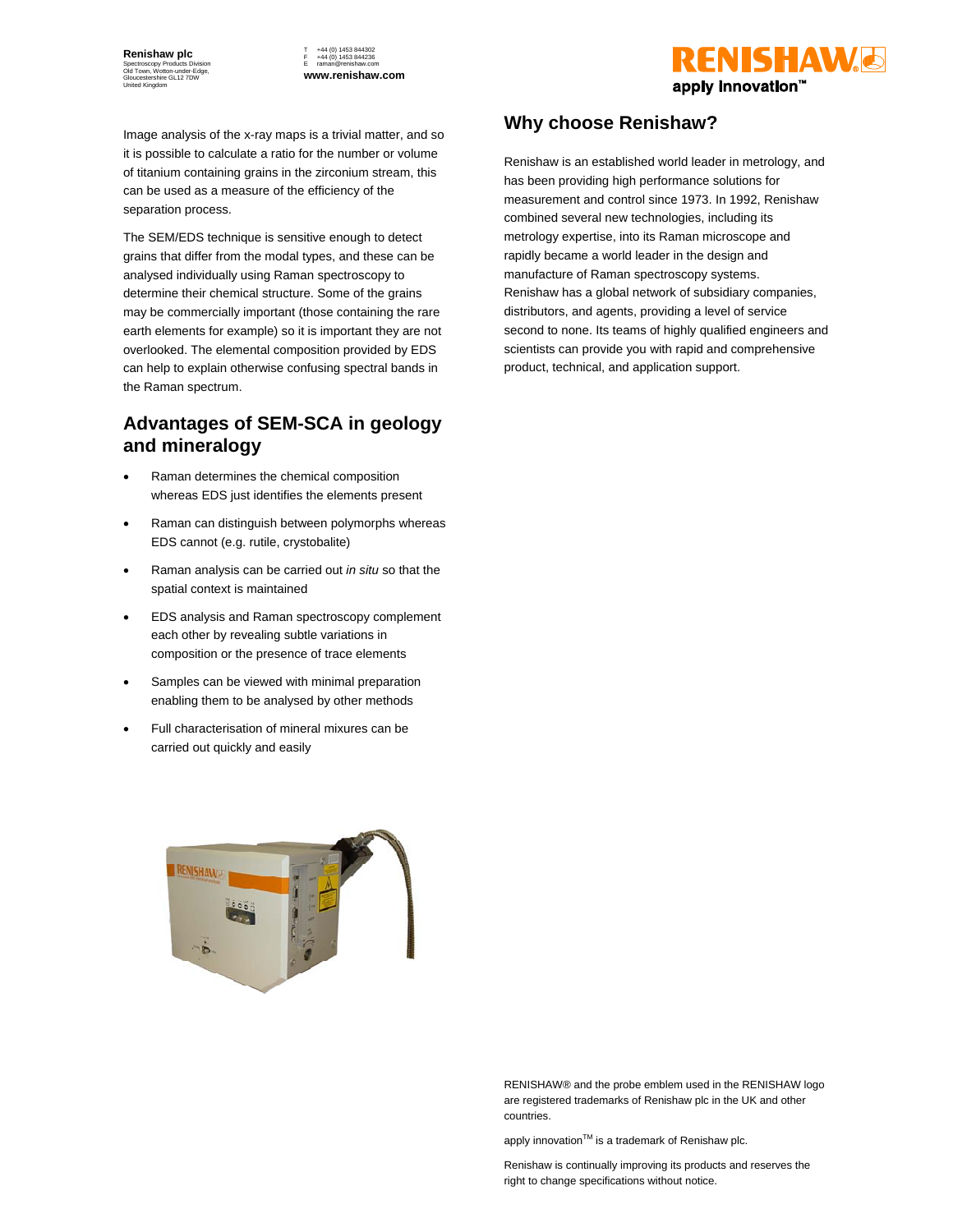Image analysis of the x-ray maps is a trivial matter, and so it is possible to calculate a ratio for the number or volume of titanium containing grains in the zirconium stream, this can be used as a measure of the efficiency of the separation process.

The SEM/EDS technique is sensitive enough to detect grains that differ from the modal types, and these can be analysed individually using Raman spectroscopy to determine their chemical structure. Some of the grains may be commercially important (those containing the rare earth elements for example) so it is important they are not overlooked. The elemental composition provided by EDS can help to explain otherwise confusing spectral bands in the Raman spectrum.

## Advantages of SEM-SCA in geology and mineralogy

- Raman determines the chemical composition whereas EDS just identifies the elements present
- Raman can distinguish between polymorphs whereas EDS cannot (e.g. rutile, crystobalite)
- Raman analysis can be carried out *in situ* so that the spatial context is maintained
- EDS analysis and Raman spectroscopy complement each other by revealing subtle variations in composition or the presence of trace elements
- Samples can be viewed with minimal preparation enabling them to be analysed by other methods
- Full characterisation of mineral mixures can be carried out quickly and easily

## Why choose Renishaw?

Renishaw is an established world leader in metrology, and has been providing high performance solutions for measurement and control since 1973. In 1992, Renishaw combined several new technologies, including its metrology expertise, into its Raman microscope and rapidly became a world leader in the design and manufacture of Raman spectroscopy systems. Renishaw has a global network of subsidiary companies, distributors, and agents, providing a level of service second to none. Its teams of highly qualified engineers and scientists can provide you with rapid and comprehensive product, technical, and application support.

RENISHAW® and the probe emblem used in the RENISHAW logo are registered trademarks of Renishaw plc in the UK and other countries.

apply innovation™ is a trademark of Renishaw plc.

Renishaw is continually improving its products and reserves the right to change specifications without notice.